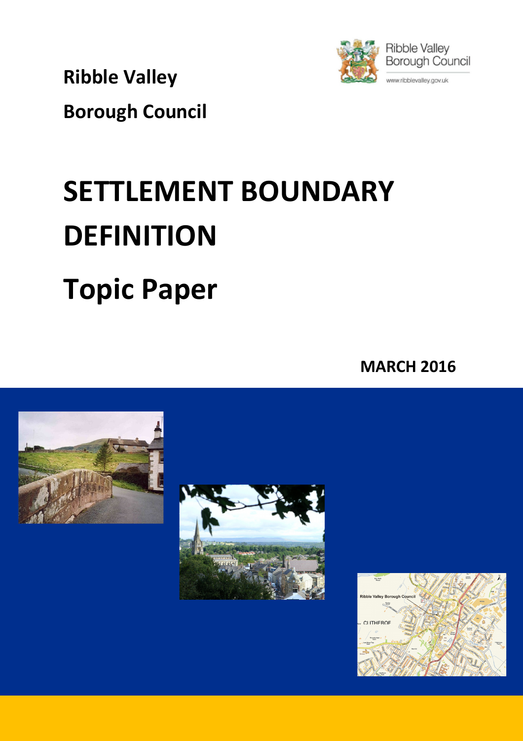**Ribble Valley**

**Borough Council**

# SETTLEMENT BOUNDARY DEFINITION

# Topic Paper

**MARCH 2016**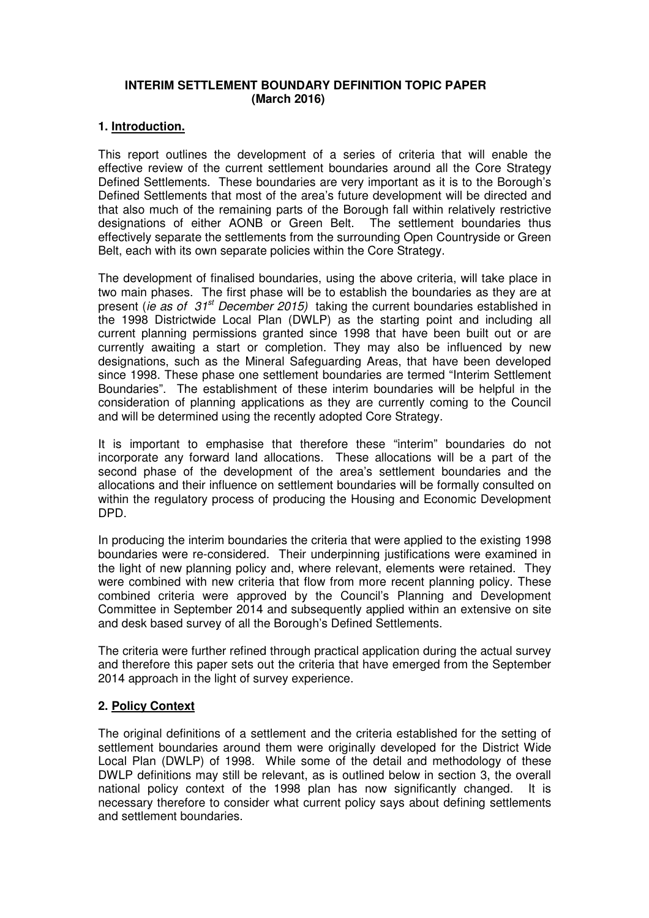**INTERIM SETTLEMENT BOUNDARY DEFINITION TOPIC PAPER (March 2016)**

## 1. Introduction.

This report outlines the development of a series of criteria that will enable the effective review of the current settlement boundaries around all the Core Strategy Defined Settlements. These boundaries are very important as it is to the Borough's Defined Settlements that most of the area's future development will be directed and that also much of the remaining parts of the Borough fall within relatively restrictive designations of either AONB or Green Belt. The settlement boundaries thus effectively separate the settlements from the surrounding Open Countryside or Green Belt, each with its own separate policies within the Core Strategy.

The development of finalised boundaries, using the above criteria, will take place in two main phases. The first phase will be to establish the boundaries as they are at present (*ie as of 31st December 2015)* taking the current boundaries established in the 1998 Districtwide Local Plan (DWLP) as the starting point and including all current planning permissions granted since 1998 that have been built out or are currently awaiting a start or completion. They may also be influenced by new designations, such as the Mineral Safeguarding Areas, that have been developed since 1998. These phase one settlement boundaries are termed "Interim Settlement Boundaries". The establishment of these interim boundaries will be helpful in the consideration of planning applications as they are currently coming to the Council and will be determined using the recently adopted Core Strategy.

It is important to emphasise that therefore these "interim" boundaries do not incorporate any forward land allocations. These allocations will be a part of the second phase of the development of the area's settlement boundaries and the allocations and their influence on settlement boundaries will be formally consulted on within the regulatory process of producing the Housing and Economic Development DPD.

In producing the interim boundaries the criteria that were applied to the existing 1998 boundaries were re-considered. Their underpinning justifications were examined in the light of new planning policy and, where relevant, elements were retained. They were combined with new criteria that flow from more recent planning policy. These combined criteria were approved by the Council's Planning and Development Committee in September 2014 and subsequently applied within an extensive on site and desk based survey of all the Borough's Defined Settlements.

The criteria were further refined through practical application during the actual survey and therefore this paper sets out the criteria that have emerged from the September 2014 approach in the light of survey experience.

## 2. Policy Context

The original definitions of a settlement and the criteria established for the setting of settlement boundaries around them were originally developed for the District Wide Local Plan (DWLP) of 1998. While some of the detail and methodology of these DWLP definitions may still be relevant, as is outlined below in section 3, the overall national policy context of the 1998 plan has now significantly changed. It is necessary therefore to consider what current policy says about defining settlements and settlement boundaries.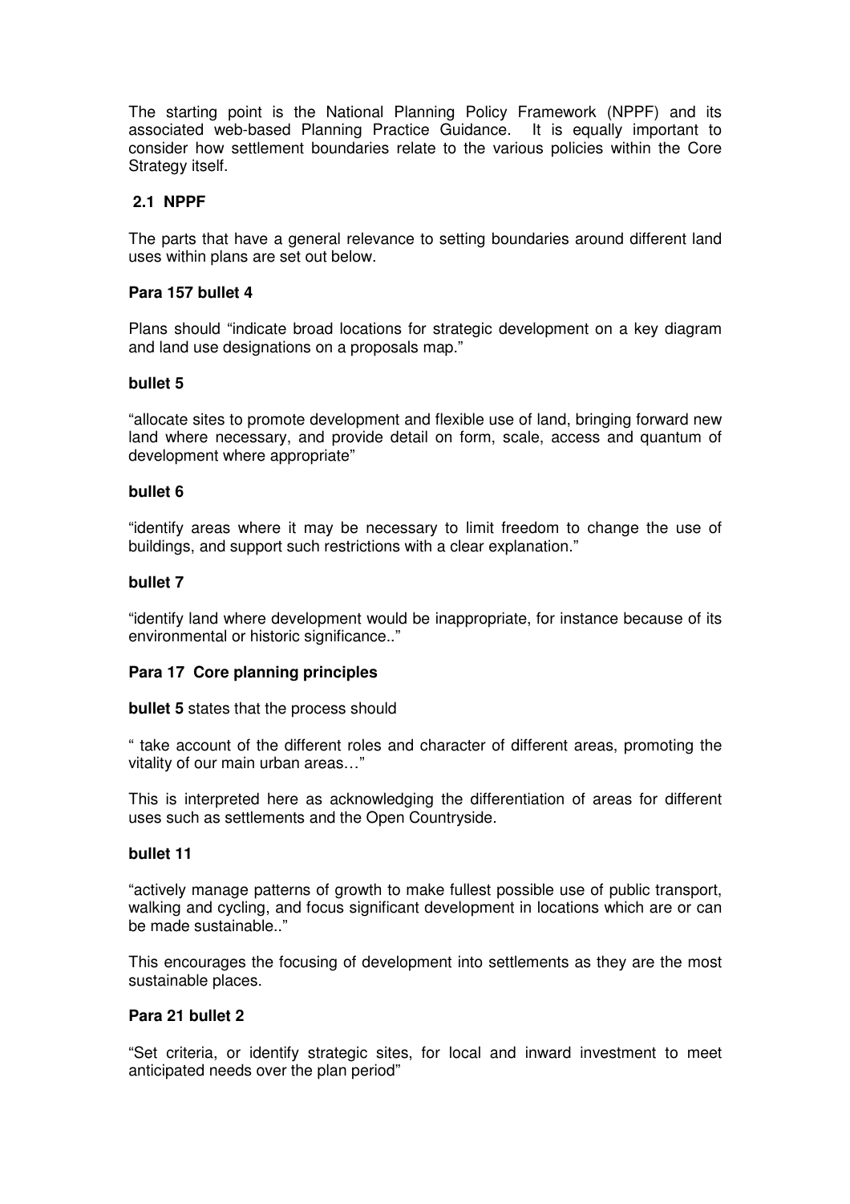The starting point is the National Planning Policy Framework (NPPF) and its associated web-based Planning Practice Guidance. It is equally important to consider how settlement boundaries relate to the various policies within the Core Strategy itself.

## 2.1 NPPF

The parts that have a general relevance to setting boundaries around different land uses within plans are set out below.

**Para 157 bullet 4**

Plans should "indicate broad locations for strategic development on a key diagram and land use designations on a proposals map."

**bullet 5**

"allocate sites to promote development and flexible use of land, bringing forward new land where necessary, and provide detail on form, scale, access and quantum of development where appropriate"

**bullet 6**

"identify areas where it may be necessary to limit freedom to change the use of buildings, and support such restrictions with a clear explanation."

**bullet 7**

"identify land where development would be inappropriate, for instance because of its environmental or historic significance.."

**Para 17 Core planning principles**

**bullet 5** states that the process should

" take account of the different roles and character of different areas, promoting the vitality of our main urban areas…"

This is interpreted here as acknowledging the differentiation of areas for different uses such as settlements and the Open Countryside.

**bullet 11**

"actively manage patterns of growth to make fullest possible use of public transport, walking and cycling, and focus significant development in locations which are or can be made sustainable.."

This encourages the focusing of development into settlements as they are the most sustainable places.

**Para 21 bullet 2**

"Set criteria, or identify strategic sites, for local and inward investment to meet anticipated needs over the plan period"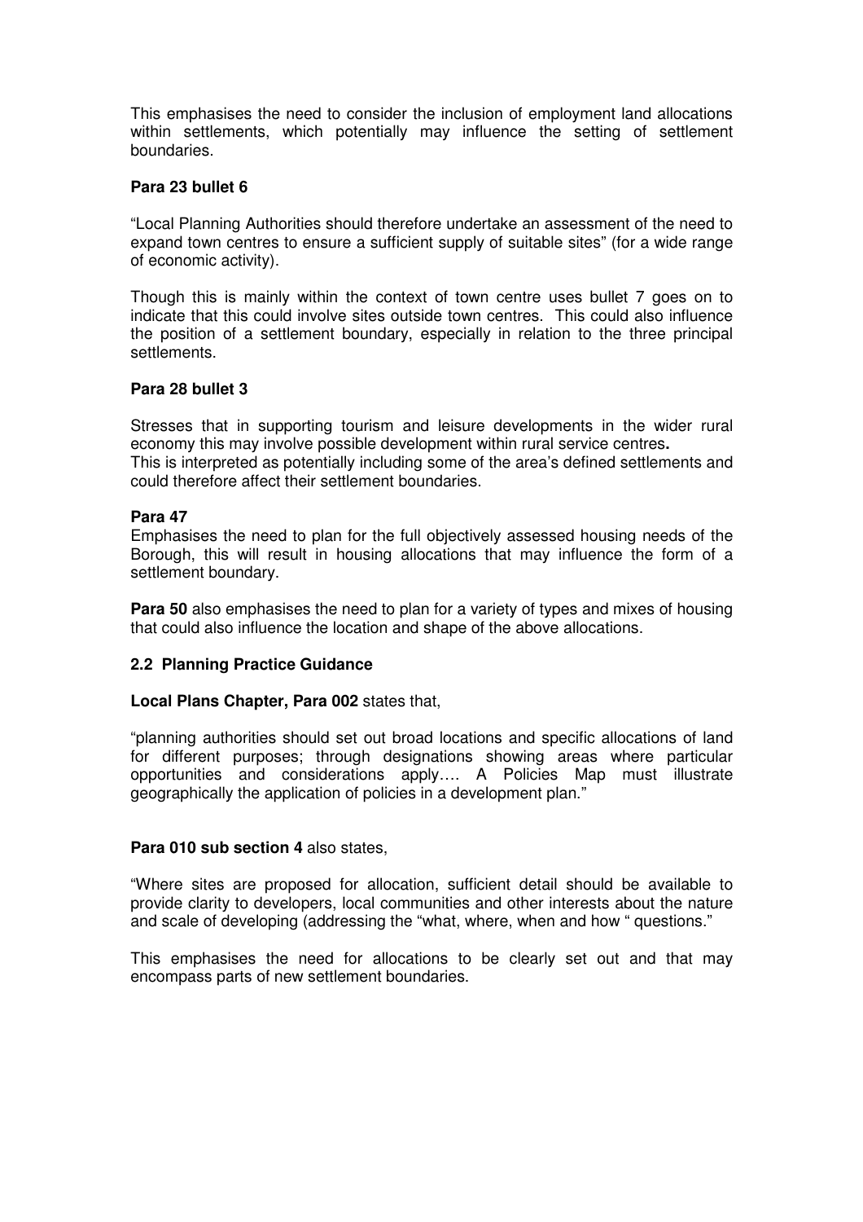This emphasises the need to consider the inclusion of employment land allocations within settlements, which potentially may influence the setting of settlement boundaries.

**Para 23 bullet 6**

"Local Planning Authorities should therefore undertake an assessment of the need to expand town centres to ensure a sufficient supply of suitable sites" (for a wide range of economic activity).

Though this is mainly within the context of town centre uses bullet 7 goes on to indicate that this could involve sites outside town centres. This could also influence the position of a settlement boundary, especially in relation to the three principal settlements.

**Para 28 bullet 3**

Stresses that in supporting tourism and leisure developments in the wider rural economy this may involve possible development within rural service centres**.**
This is interpreted as potentially including some of the area's defined settlements and could therefore affect their settlement boundaries.

**Para 47**
Emphasises the need to plan for the full objectively assessed housing needs of the Borough, this will result in housing allocations that may influence the form of a settlement boundary.

**Para 50** also emphasises the need to plan for a variety of types and mixes of housing that could also influence the location and shape of the above allocations.

### 2.2 Planning Practice Guidance

**Local Plans Chapter, Para 002** states that,

"planning authorities should set out broad locations and specific allocations of land for different purposes; through designations showing areas where particular opportunities and considerations apply…. A Policies Map must illustrate geographically the application of policies in a development plan."

**Para 010 sub section 4** also states,

"Where sites are proposed for allocation, sufficient detail should be available to provide clarity to developers, local communities and other interests about the nature and scale of developing (addressing the "what, where, when and how " questions."

This emphasises the need for allocations to be clearly set out and that may encompass parts of new settlement boundaries.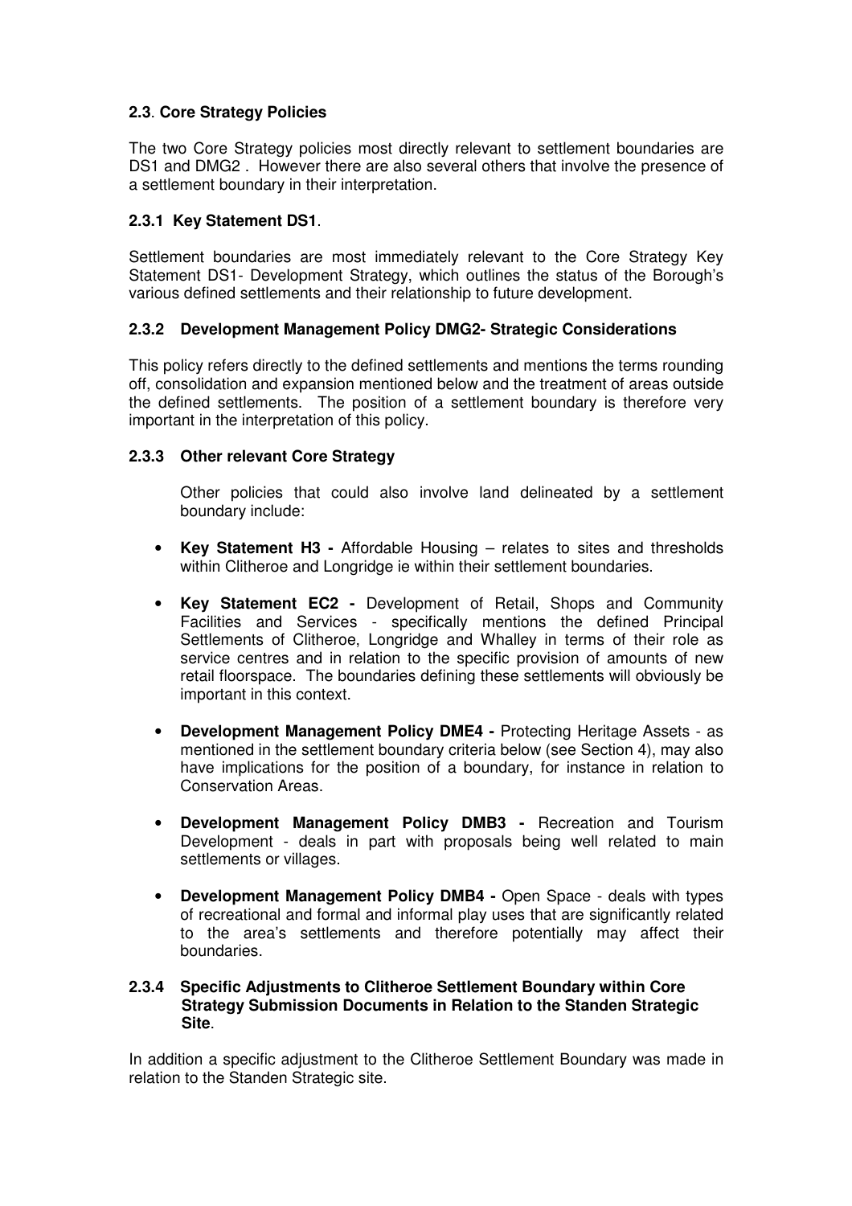## 2.3. Core Strategy Policies

The two Core Strategy policies most directly relevant to settlement boundaries are DS1 and DMG2 . However there are also several others that involve the presence of a settlement boundary in their interpretation.

### 2.3.1 Key Statement DS1.

Settlement boundaries are most immediately relevant to the Core Strategy Key Statement DS1- Development Strategy, which outlines the status of the Borough's various defined settlements and their relationship to future development.

### 2.3.2 Development Management Policy DMG2- Strategic Considerations

This policy refers directly to the defined settlements and mentions the terms rounding off, consolidation and expansion mentioned below and the treatment of areas outside the defined settlements. The position of a settlement boundary is therefore very important in the interpretation of this policy.

### 2.3.3 Other relevant Core Strategy

Other policies that could also involve land delineated by a settlement boundary include:

- **Key Statement H3 -** Affordable Housing – relates to sites and thresholds within Clitheroe and Longridge ie within their settlement boundaries.
- **Key Statement EC2 -** Development of Retail, Shops and Community Facilities and Services - specifically mentions the defined Principal Settlements of Clitheroe, Longridge and Whalley in terms of their role as service centres and in relation to the specific provision of amounts of new retail floorspace. The boundaries defining these settlements will obviously be important in this context.
- **Development Management Policy DME4 -** Protecting Heritage Assets - as mentioned in the settlement boundary criteria below (see Section 4), may also have implications for the position of a boundary, for instance in relation to Conservation Areas.
- **Development Management Policy DMB3 -** Recreation and Tourism Development - deals in part with proposals being well related to main settlements or villages.
- **Development Management Policy DMB4 -** Open Space - deals with types of recreational and formal and informal play uses that are significantly related to the area's settlements and therefore potentially may affect their boundaries.

### 2.3.4 Specific Adjustments to Clitheroe Settlement Boundary within Core Strategy Submission Documents in Relation to the Standen Strategic Site.

In addition a specific adjustment to the Clitheroe Settlement Boundary was made in relation to the Standen Strategic site.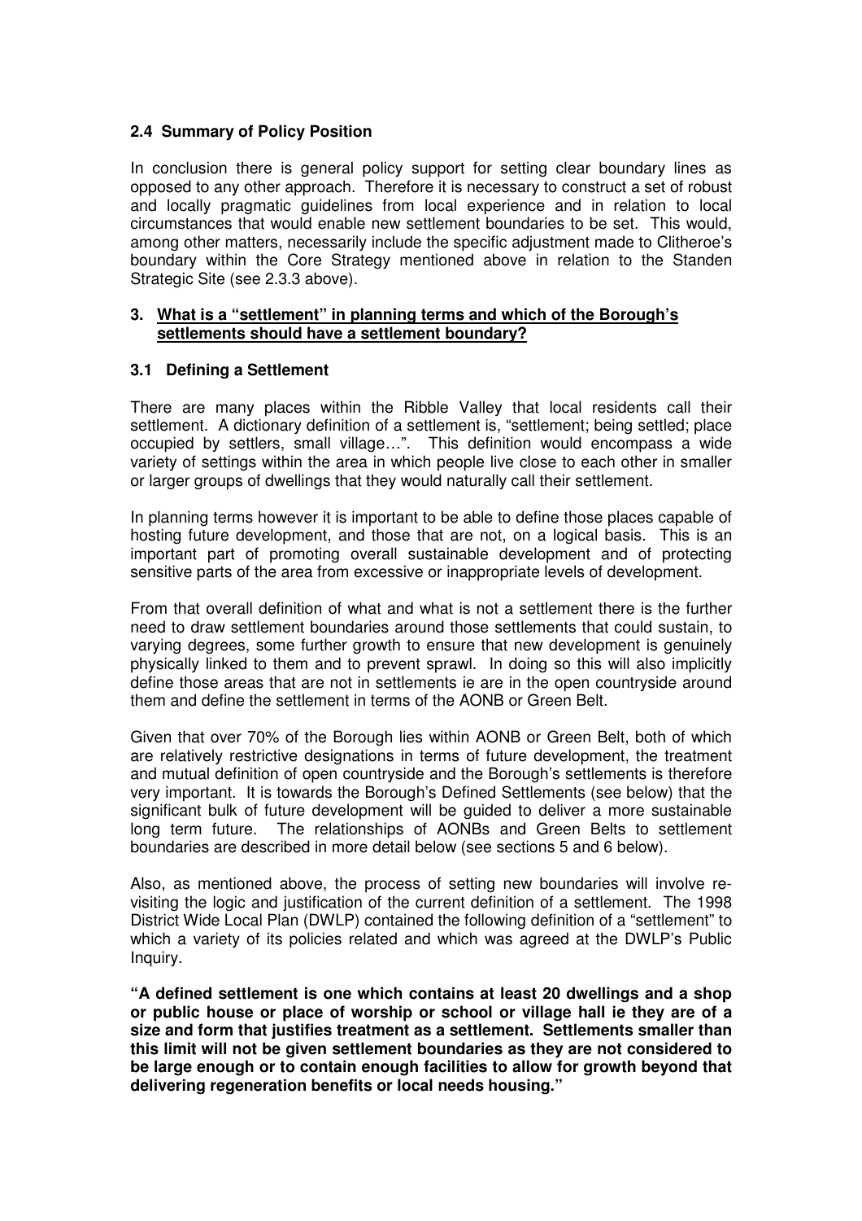### 2.4 Summary of Policy Position

In conclusion there is general policy support for setting clear boundary lines as opposed to any other approach. Therefore it is necessary to construct a set of robust and locally pragmatic guidelines from local experience and in relation to local circumstances that would enable new settlement boundaries to be set. This would, among other matters, necessarily include the specific adjustment made to Clitheroe's boundary within the Core Strategy mentioned above in relation to the Standen Strategic Site (see 2.3.3 above).

## 3. What is a "settlement" in planning terms and which of the Borough's settlements should have a settlement boundary?

### 3.1 Defining a Settlement

There are many places within the Ribble Valley that local residents call their settlement. A dictionary definition of a settlement is, "settlement; being settled; place occupied by settlers, small village…". This definition would encompass a wide variety of settings within the area in which people live close to each other in smaller or larger groups of dwellings that they would naturally call their settlement.

In planning terms however it is important to be able to define those places capable of hosting future development, and those that are not, on a logical basis. This is an important part of promoting overall sustainable development and of protecting sensitive parts of the area from excessive or inappropriate levels of development.

From that overall definition of what and what is not a settlement there is the further need to draw settlement boundaries around those settlements that could sustain, to varying degrees, some further growth to ensure that new development is genuinely physically linked to them and to prevent sprawl. In doing so this will also implicitly define those areas that are not in settlements ie are in the open countryside around them and define the settlement in terms of the AONB or Green Belt.

Given that over 70% of the Borough lies within AONB or Green Belt, both of which are relatively restrictive designations in terms of future development, the treatment and mutual definition of open countryside and the Borough's settlements is therefore very important. It is towards the Borough's Defined Settlements (see below) that the significant bulk of future development will be guided to deliver a more sustainable long term future. The relationships of AONBs and Green Belts to settlement boundaries are described in more detail below (see sections 5 and 6 below).

Also, as mentioned above, the process of setting new boundaries will involve re-visiting the logic and justification of the current definition of a settlement. The 1998 District Wide Local Plan (DWLP) contained the following definition of a "settlement" to which a variety of its policies related and which was agreed at the DWLP's Public Inquiry.

**"A defined settlement is one which contains at least 20 dwellings and a shop or public house or place of worship or school or village hall ie they are of a size and form that justifies treatment as a settlement. Settlements smaller than this limit will not be given settlement boundaries as they are not considered to be large enough or to contain enough facilities to allow for growth beyond that delivering regeneration benefits or local needs housing."**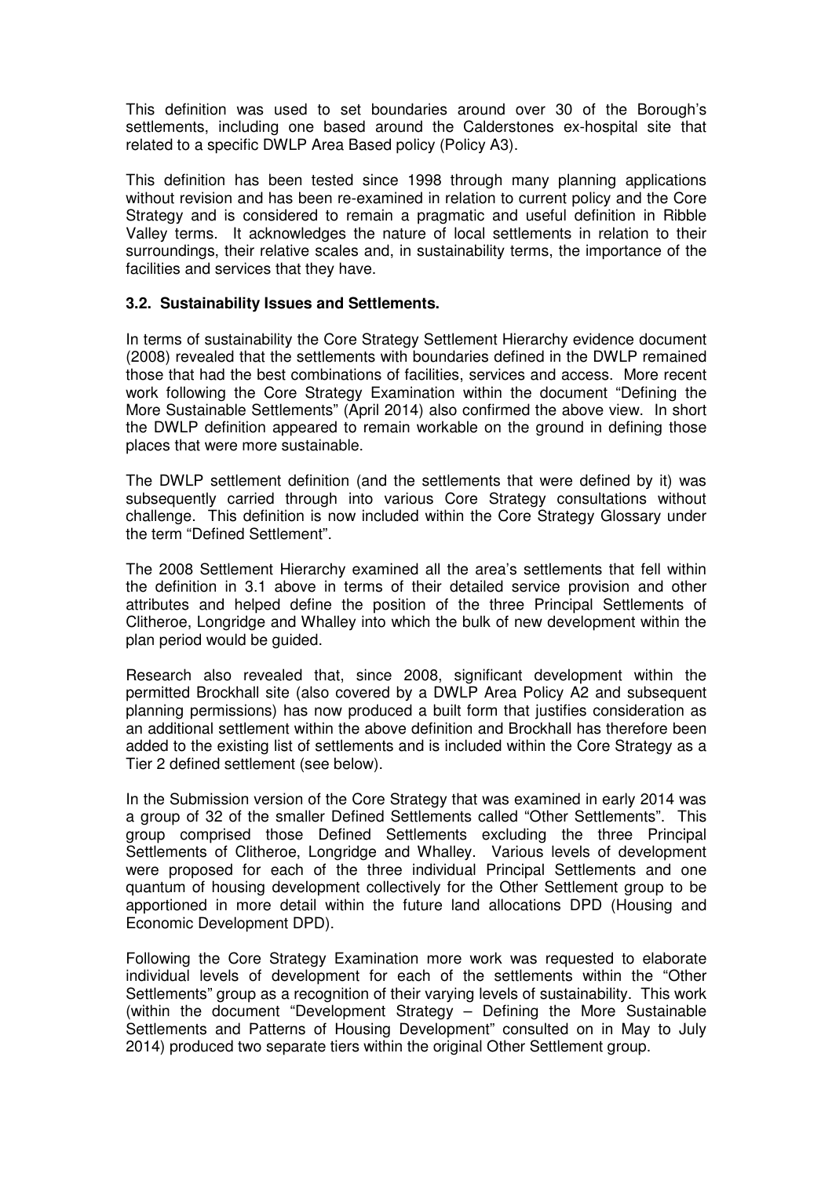This definition was used to set boundaries around over 30 of the Borough's settlements, including one based around the Calderstones ex-hospital site that related to a specific DWLP Area Based policy (Policy A3).

This definition has been tested since 1998 through many planning applications without revision and has been re-examined in relation to current policy and the Core Strategy and is considered to remain a pragmatic and useful definition in Ribble Valley terms. It acknowledges the nature of local settlements in relation to their surroundings, their relative scales and, in sustainability terms, the importance of the facilities and services that they have.

### 3.2. Sustainability Issues and Settlements.

In terms of sustainability the Core Strategy Settlement Hierarchy evidence document (2008) revealed that the settlements with boundaries defined in the DWLP remained those that had the best combinations of facilities, services and access. More recent work following the Core Strategy Examination within the document "Defining the More Sustainable Settlements" (April 2014) also confirmed the above view. In short the DWLP definition appeared to remain workable on the ground in defining those places that were more sustainable.

The DWLP settlement definition (and the settlements that were defined by it) was subsequently carried through into various Core Strategy consultations without challenge. This definition is now included within the Core Strategy Glossary under the term "Defined Settlement".

The 2008 Settlement Hierarchy examined all the area's settlements that fell within the definition in 3.1 above in terms of their detailed service provision and other attributes and helped define the position of the three Principal Settlements of Clitheroe, Longridge and Whalley into which the bulk of new development within the plan period would be guided.

Research also revealed that, since 2008, significant development within the permitted Brockhall site (also covered by a DWLP Area Policy A2 and subsequent planning permissions) has now produced a built form that justifies consideration as an additional settlement within the above definition and Brockhall has therefore been added to the existing list of settlements and is included within the Core Strategy as a Tier 2 defined settlement (see below).

In the Submission version of the Core Strategy that was examined in early 2014 was a group of 32 of the smaller Defined Settlements called "Other Settlements". This group comprised those Defined Settlements excluding the three Principal Settlements of Clitheroe, Longridge and Whalley. Various levels of development were proposed for each of the three individual Principal Settlements and one quantum of housing development collectively for the Other Settlement group to be apportioned in more detail within the future land allocations DPD (Housing and Economic Development DPD).

Following the Core Strategy Examination more work was requested to elaborate individual levels of development for each of the settlements within the "Other Settlements" group as a recognition of their varying levels of sustainability. This work (within the document "Development Strategy – Defining the More Sustainable Settlements and Patterns of Housing Development" consulted on in May to July 2014) produced two separate tiers within the original Other Settlement group.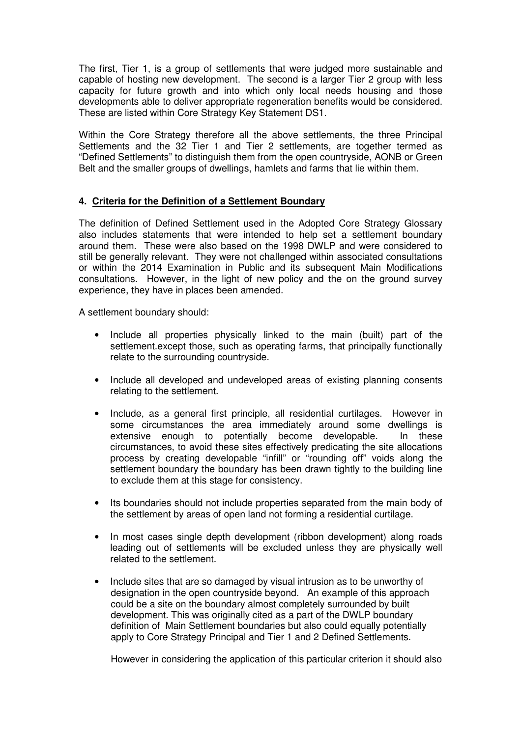The first, Tier 1, is a group of settlements that were judged more sustainable and capable of hosting new development. The second is a larger Tier 2 group with less capacity for future growth and into which only local needs housing and those developments able to deliver appropriate regeneration benefits would be considered. These are listed within Core Strategy Key Statement DS1.

Within the Core Strategy therefore all the above settlements, the three Principal Settlements and the 32 Tier 1 and Tier 2 settlements, are together termed as "Defined Settlements" to distinguish them from the open countryside, AONB or Green Belt and the smaller groups of dwellings, hamlets and farms that lie within them.

#### 4. Criteria for the Definition of a Settlement Boundary

The definition of Defined Settlement used in the Adopted Core Strategy Glossary also includes statements that were intended to help set a settlement boundary around them. These were also based on the 1998 DWLP and were considered to still be generally relevant. They were not challenged within associated consultations or within the 2014 Examination in Public and its subsequent Main Modifications consultations. However, in the light of new policy and the on the ground survey experience, they have in places been amended.

A settlement boundary should:

- Include all properties physically linked to the main (built) part of the settlement.except those, such as operating farms, that principally functionally relate to the surrounding countryside.

- Include all developed and undeveloped areas of existing planning consents relating to the settlement.

- Include, as a general first principle, all residential curtilages. However in some circumstances the area immediately around some dwellings is extensive enough to potentially become developable. In these circumstances, to avoid these sites effectively predicating the site allocations process by creating developable "infill" or "rounding off" voids along the settlement boundary the boundary has been drawn tightly to the building line to exclude them at this stage for consistency.

- Its boundaries should not include properties separated from the main body of the settlement by areas of open land not forming a residential curtilage.

- In most cases single depth development (ribbon development) along roads leading out of settlements will be excluded unless they are physically well related to the settlement.

- Include sites that are so damaged by visual intrusion as to be unworthy of designation in the open countryside beyond. An example of this approach could be a site on the boundary almost completely surrounded by built development. This was originally cited as a part of the DWLP boundary definition of Main Settlement boundaries but also could equally potentially apply to Core Strategy Principal and Tier 1 and 2 Defined Settlements.

  However in considering the application of this particular criterion it should also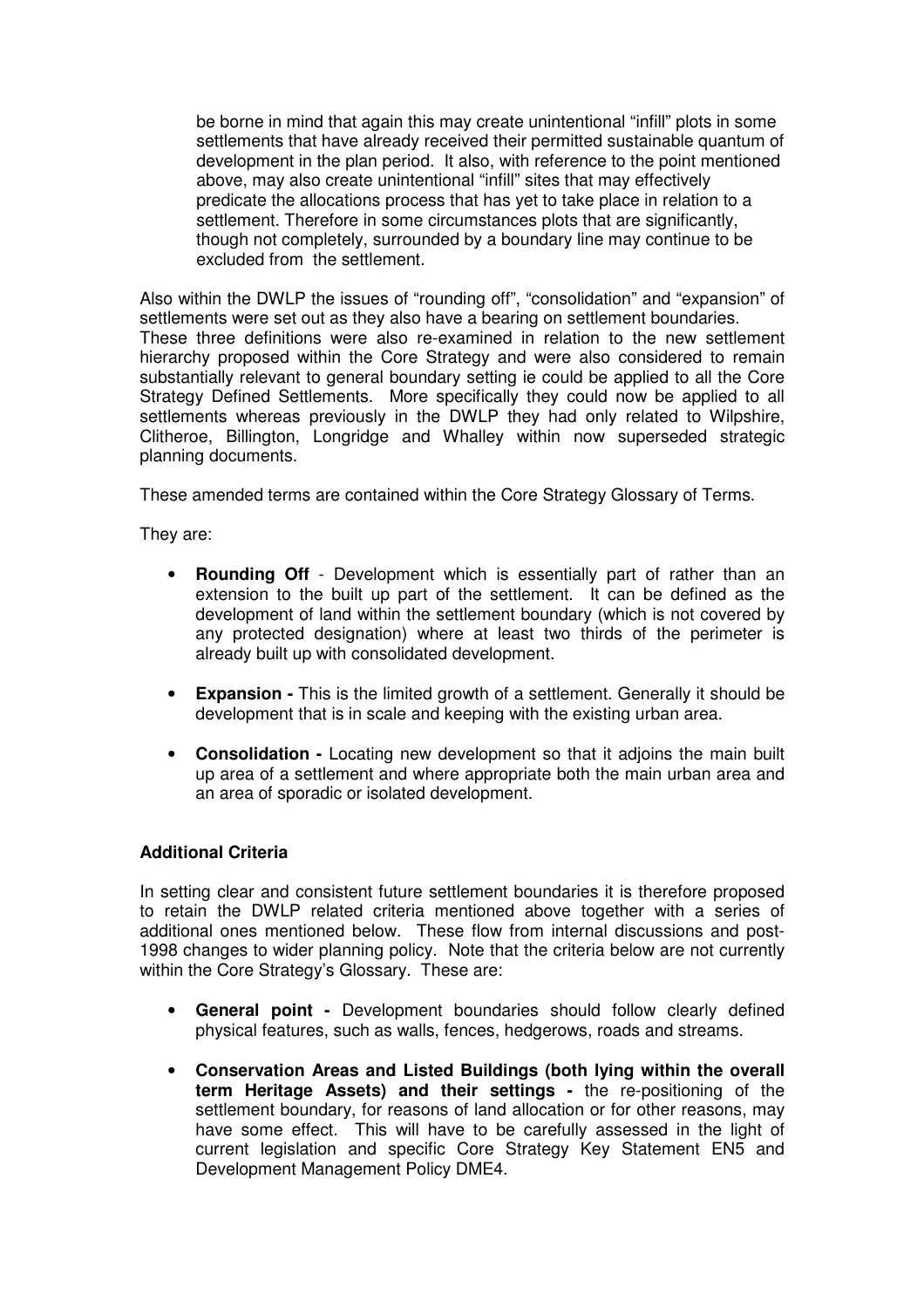be borne in mind that again this may create unintentional "infill" plots in some settlements that have already received their permitted sustainable quantum of development in the plan period. It also, with reference to the point mentioned above, may also create unintentional "infill" sites that may effectively predicate the allocations process that has yet to take place in relation to a settlement. Therefore in some circumstances plots that are significantly, though not completely, surrounded by a boundary line may continue to be excluded from the settlement.

Also within the DWLP the issues of "rounding off", "consolidation" and "expansion" of settlements were set out as they also have a bearing on settlement boundaries. These three definitions were also re-examined in relation to the new settlement hierarchy proposed within the Core Strategy and were also considered to remain substantially relevant to general boundary setting ie could be applied to all the Core Strategy Defined Settlements. More specifically they could now be applied to all settlements whereas previously in the DWLP they had only related to Wilpshire, Clitheroe, Billington, Longridge and Whalley within now superseded strategic planning documents.

These amended terms are contained within the Core Strategy Glossary of Terms.

They are:

- **Rounding Off** - Development which is essentially part of rather than an extension to the built up part of the settlement. It can be defined as the development of land within the settlement boundary (which is not covered by any protected designation) where at least two thirds of the perimeter is already built up with consolidated development.
- **Expansion -** This is the limited growth of a settlement. Generally it should be development that is in scale and keeping with the existing urban area.
- **Consolidation -** Locating new development so that it adjoins the main built up area of a settlement and where appropriate both the main urban area and an area of sporadic or isolated development.

**Additional Criteria**

In setting clear and consistent future settlement boundaries it is therefore proposed to retain the DWLP related criteria mentioned above together with a series of additional ones mentioned below. These flow from internal discussions and post-1998 changes to wider planning policy. Note that the criteria below are not currently within the Core Strategy's Glossary. These are:

- **General point -** Development boundaries should follow clearly defined physical features, such as walls, fences, hedgerows, roads and streams.
- **Conservation Areas and Listed Buildings (both lying within the overall term Heritage Assets) and their settings -** the re-positioning of the settlement boundary, for reasons of land allocation or for other reasons, may have some effect. This will have to be carefully assessed in the light of current legislation and specific Core Strategy Key Statement EN5 and Development Management Policy DME4.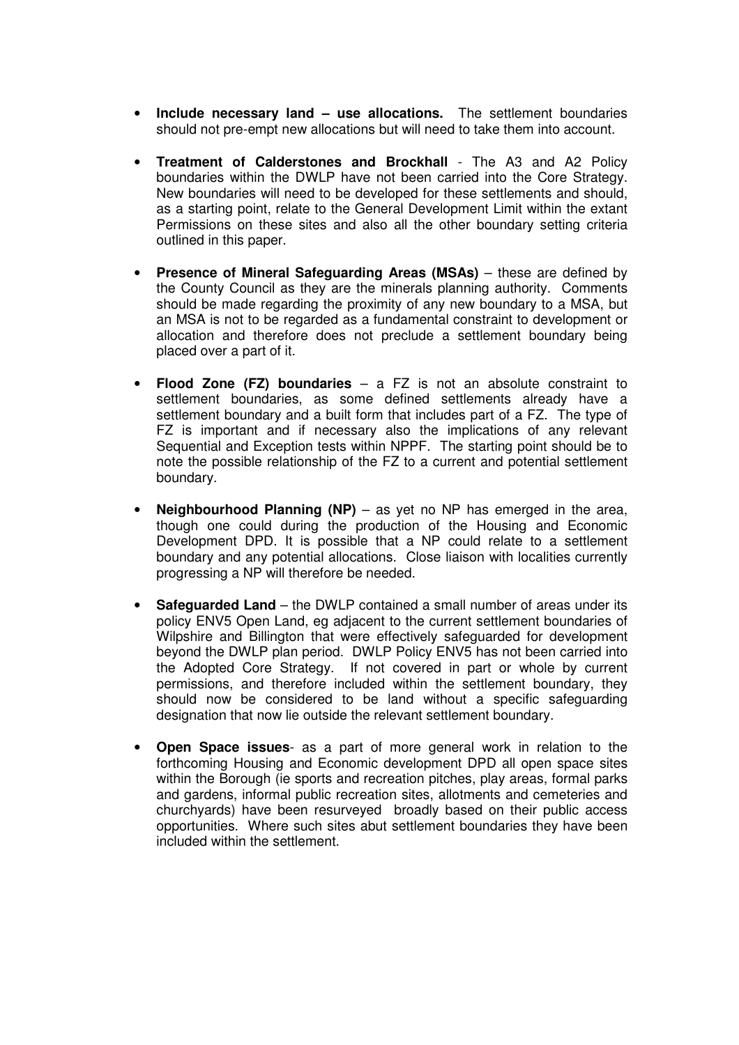- **Include necessary land – use allocations.** The settlement boundaries should not pre-empt new allocations but will need to take them into account.

- **Treatment of Calderstones and Brockhall** - The A3 and A2 Policy boundaries within the DWLP have not been carried into the Core Strategy. New boundaries will need to be developed for these settlements and should, as a starting point, relate to the General Development Limit within the extant Permissions on these sites and also all the other boundary setting criteria outlined in this paper.

- **Presence of Mineral Safeguarding Areas (MSAs)** – these are defined by the County Council as they are the minerals planning authority. Comments should be made regarding the proximity of any new boundary to a MSA, but an MSA is not to be regarded as a fundamental constraint to development or allocation and therefore does not preclude a settlement boundary being placed over a part of it.

- **Flood Zone (FZ) boundaries** – a FZ is not an absolute constraint to settlement boundaries, as some defined settlements already have a settlement boundary and a built form that includes part of a FZ. The type of FZ is important and if necessary also the implications of any relevant Sequential and Exception tests within NPPF. The starting point should be to note the possible relationship of the FZ to a current and potential settlement boundary.

- **Neighbourhood Planning (NP)** – as yet no NP has emerged in the area, though one could during the production of the Housing and Economic Development DPD. It is possible that a NP could relate to a settlement boundary and any potential allocations. Close liaison with localities currently progressing a NP will therefore be needed.

- **Safeguarded Land** – the DWLP contained a small number of areas under its policy ENV5 Open Land, eg adjacent to the current settlement boundaries of Wilpshire and Billington that were effectively safeguarded for development beyond the DWLP plan period. DWLP Policy ENV5 has not been carried into the Adopted Core Strategy. If not covered in part or whole by current permissions, and therefore included within the settlement boundary, they should now be considered to be land without a specific safeguarding designation that now lie outside the relevant settlement boundary.

- **Open Space issues**- as a part of more general work in relation to the forthcoming Housing and Economic development DPD all open space sites within the Borough (ie sports and recreation pitches, play areas, formal parks and gardens, informal public recreation sites, allotments and cemeteries and churchyards) have been resurveyed broadly based on their public access opportunities. Where such sites abut settlement boundaries they have been included within the settlement.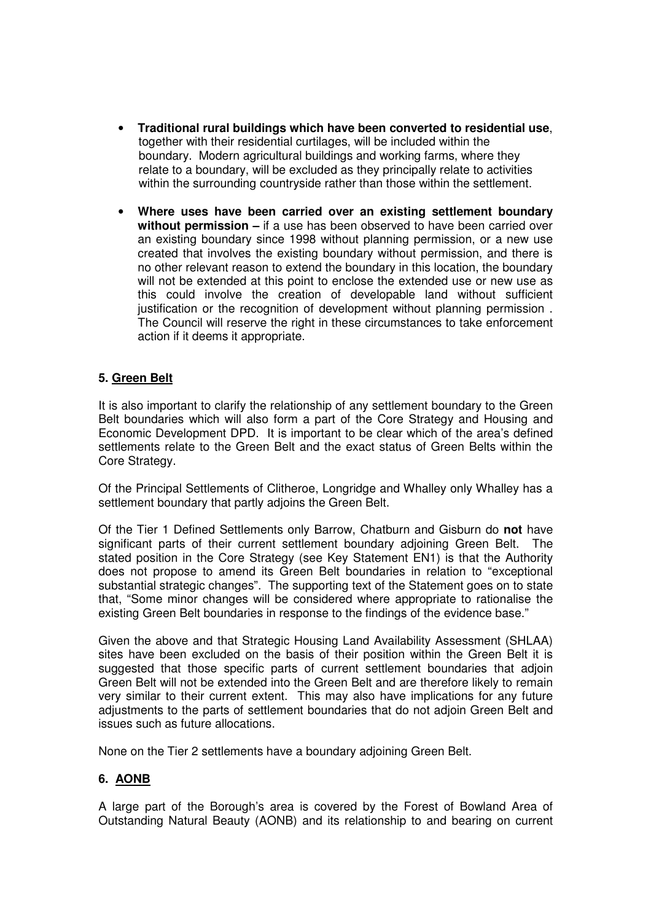- **Traditional rural buildings which have been converted to residential use**, together with their residential curtilages, will be included within the boundary. Modern agricultural buildings and working farms, where they relate to a boundary, will be excluded as they principally relate to activities within the surrounding countryside rather than those within the settlement.

- **Where uses have been carried over an existing settlement boundary without permission –** if a use has been observed to have been carried over an existing boundary since 1998 without planning permission, or a new use created that involves the existing boundary without permission, and there is no other relevant reason to extend the boundary in this location, the boundary will not be extended at this point to enclose the extended use or new use as this could involve the creation of developable land without sufficient justification or the recognition of development without planning permission . The Council will reserve the right in these circumstances to take enforcement action if it deems it appropriate.

## 5. Green Belt

It is also important to clarify the relationship of any settlement boundary to the Green Belt boundaries which will also form a part of the Core Strategy and Housing and Economic Development DPD. It is important to be clear which of the area's defined settlements relate to the Green Belt and the exact status of Green Belts within the Core Strategy.

Of the Principal Settlements of Clitheroe, Longridge and Whalley only Whalley has a settlement boundary that partly adjoins the Green Belt.

Of the Tier 1 Defined Settlements only Barrow, Chatburn and Gisburn do **not** have significant parts of their current settlement boundary adjoining Green Belt. The stated position in the Core Strategy (see Key Statement EN1) is that the Authority does not propose to amend its Green Belt boundaries in relation to "exceptional substantial strategic changes". The supporting text of the Statement goes on to state that, "Some minor changes will be considered where appropriate to rationalise the existing Green Belt boundaries in response to the findings of the evidence base."

Given the above and that Strategic Housing Land Availability Assessment (SHLAA) sites have been excluded on the basis of their position within the Green Belt it is suggested that those specific parts of current settlement boundaries that adjoin Green Belt will not be extended into the Green Belt and are therefore likely to remain very similar to their current extent. This may also have implications for any future adjustments to the parts of settlement boundaries that do not adjoin Green Belt and issues such as future allocations.

None on the Tier 2 settlements have a boundary adjoining Green Belt.

## 6. AONB

A large part of the Borough's area is covered by the Forest of Bowland Area of Outstanding Natural Beauty (AONB) and its relationship to and bearing on current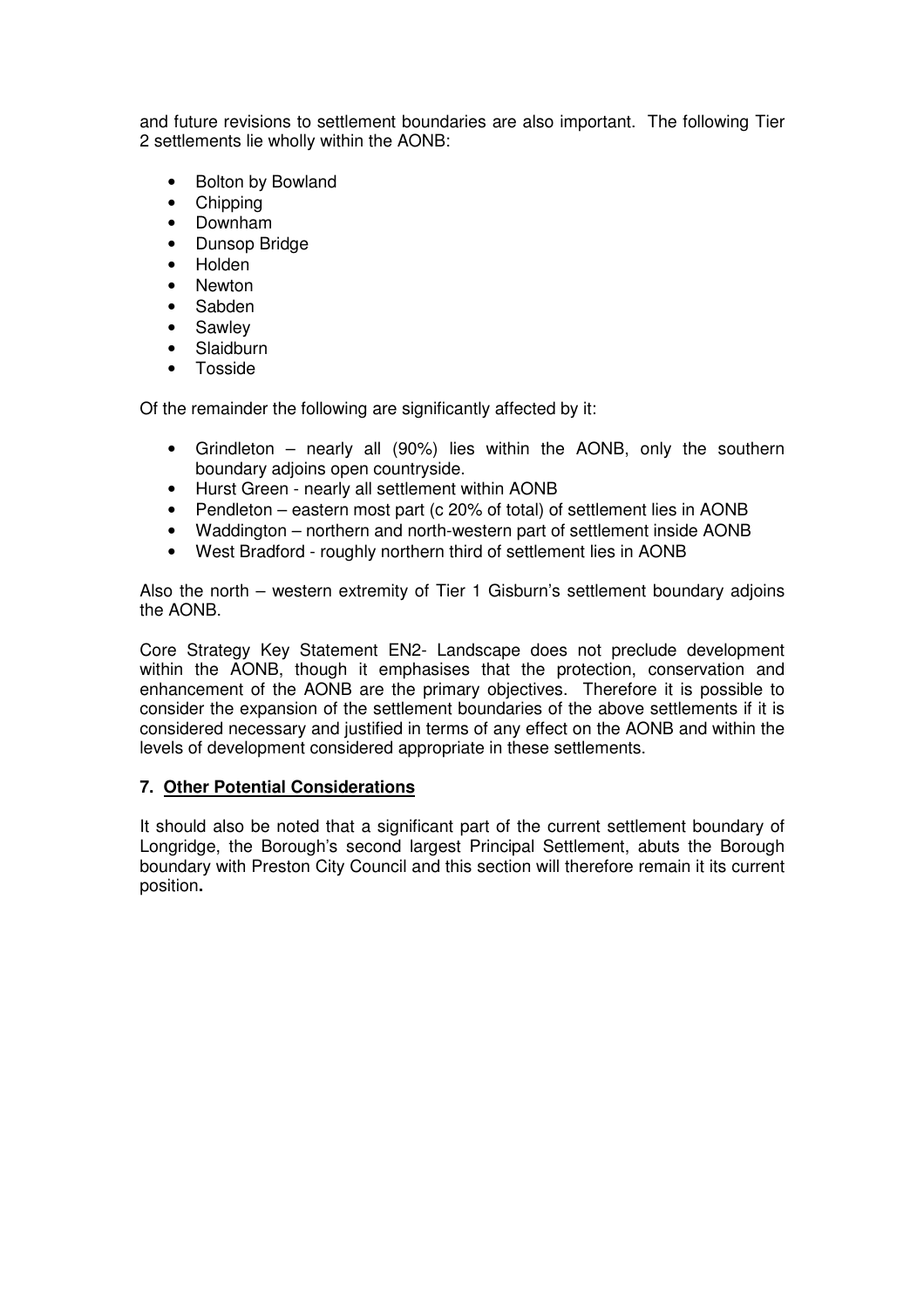and future revisions to settlement boundaries are also important. The following Tier 2 settlements lie wholly within the AONB:

- Bolton by Bowland
- Chipping
- Downham
- Dunsop Bridge
- Holden
- Newton
- Sabden
- Sawley
- Slaidburn
- Tosside

Of the remainder the following are significantly affected by it:

- Grindleton – nearly all (90%) lies within the AONB, only the southern boundary adjoins open countryside.
- Hurst Green - nearly all settlement within AONB
- Pendleton – eastern most part (c 20% of total) of settlement lies in AONB
- Waddington – northern and north-western part of settlement inside AONB
- West Bradford - roughly northern third of settlement lies in AONB

Also the north – western extremity of Tier 1 Gisburn's settlement boundary adjoins the AONB.

Core Strategy Key Statement EN2- Landscape does not preclude development within the AONB, though it emphasises that the protection, conservation and enhancement of the AONB are the primary objectives. Therefore it is possible to consider the expansion of the settlement boundaries of the above settlements if it is considered necessary and justified in terms of any effect on the AONB and within the levels of development considered appropriate in these settlements.

## 7. Other Potential Considerations

It should also be noted that a significant part of the current settlement boundary of Longridge, the Borough's second largest Principal Settlement, abuts the Borough boundary with Preston City Council and this section will therefore remain it its current position.